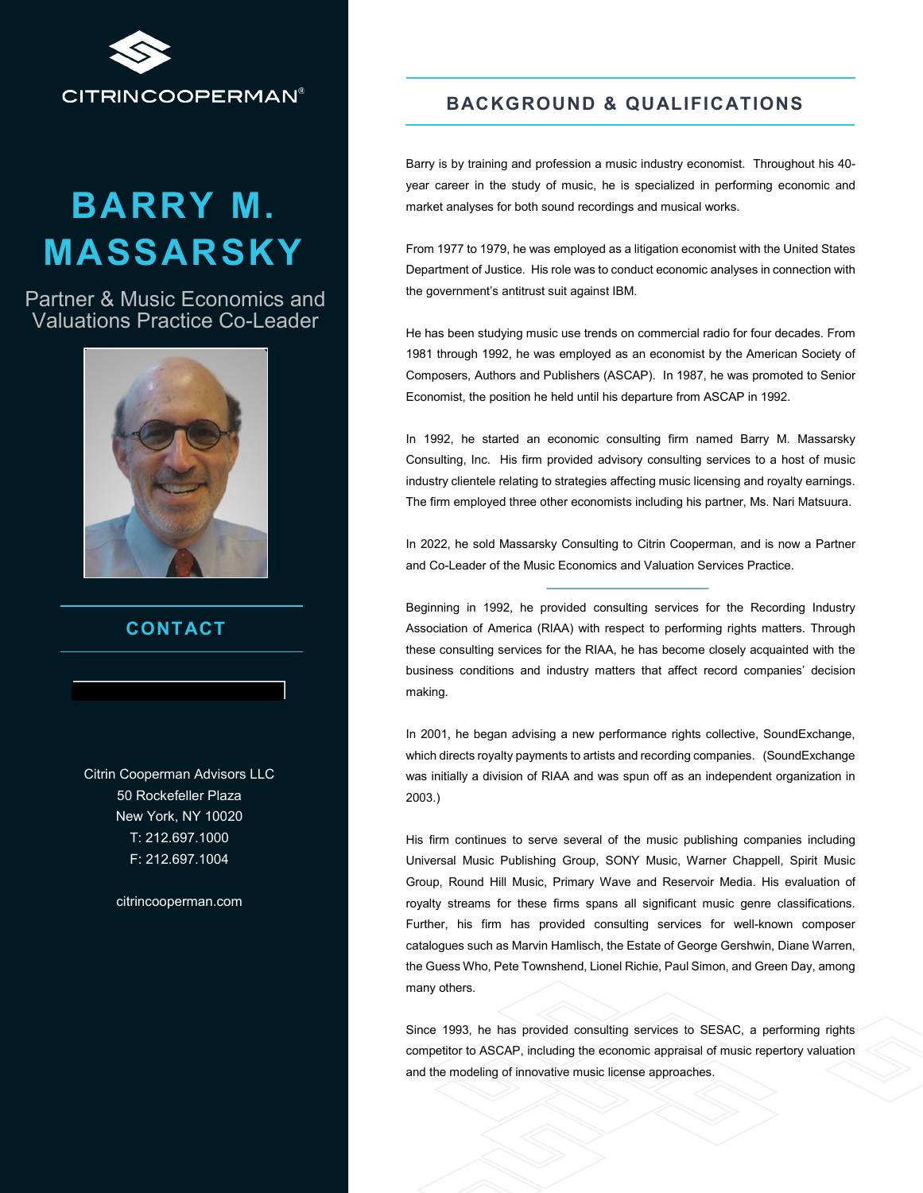CITRINCOOPERMAN®

# BARRY M. MASSARSKY

Partner & Music Economics and Valuations Practice Co-Leader

## CONTACT

Citrin Cooperman Advisors LLC
50 Rockefeller Plaza
New York, NY 10020
T: 212.697.1000
F: 212.697.1004

citrincooperman.com

## BACKGROUND & QUALIFICATIONS

Barry is by training and profession a music industry economist. Throughout his 40-year career in the study of music, he is specialized in performing economic and market analyses for both sound recordings and musical works.

From 1977 to 1979, he was employed as a litigation economist with the United States Department of Justice. His role was to conduct economic analyses in connection with the government's antitrust suit against IBM.

He has been studying music use trends on commercial radio for four decades. From 1981 through 1992, he was employed as an economist by the American Society of Composers, Authors and Publishers (ASCAP). In 1987, he was promoted to Senior Economist, the position he held until his departure from ASCAP in 1992.

In 1992, he started an economic consulting firm named Barry M. Massarsky Consulting, Inc. His firm provided advisory consulting services to a host of music industry clientele relating to strategies affecting music licensing and royalty earnings. The firm employed three other economists including his partner, Ms. Nari Matsuura.

In 2022, he sold Massarsky Consulting to Citrin Cooperman, and is now a Partner and Co-Leader of the Music Economics and Valuation Services Practice.

---

Beginning in 1992, he provided consulting services for the Recording Industry Association of America (RIAA) with respect to performing rights matters. Through these consulting services for the RIAA, he has become closely acquainted with the business conditions and industry matters that affect record companies' decision making.

In 2001, he began advising a new performance rights collective, SoundExchange, which directs royalty payments to artists and recording companies. (SoundExchange was initially a division of RIAA and was spun off as an independent organization in 2003.)

His firm continues to serve several of the music publishing companies including Universal Music Publishing Group, SONY Music, Warner Chappell, Spirit Music Group, Round Hill Music, Primary Wave and Reservoir Media. His evaluation of royalty streams for these firms spans all significant music genre classifications. Further, his firm has provided consulting services for well-known composer catalogues such as Marvin Hamlisch, the Estate of George Gershwin, Diane Warren, the Guess Who, Pete Townshend, Lionel Richie, Paul Simon, and Green Day, among many others.

Since 1993, he has provided consulting services to SESAC, a performing rights competitor to ASCAP, including the economic appraisal of music repertory valuation and the modeling of innovative music license approaches.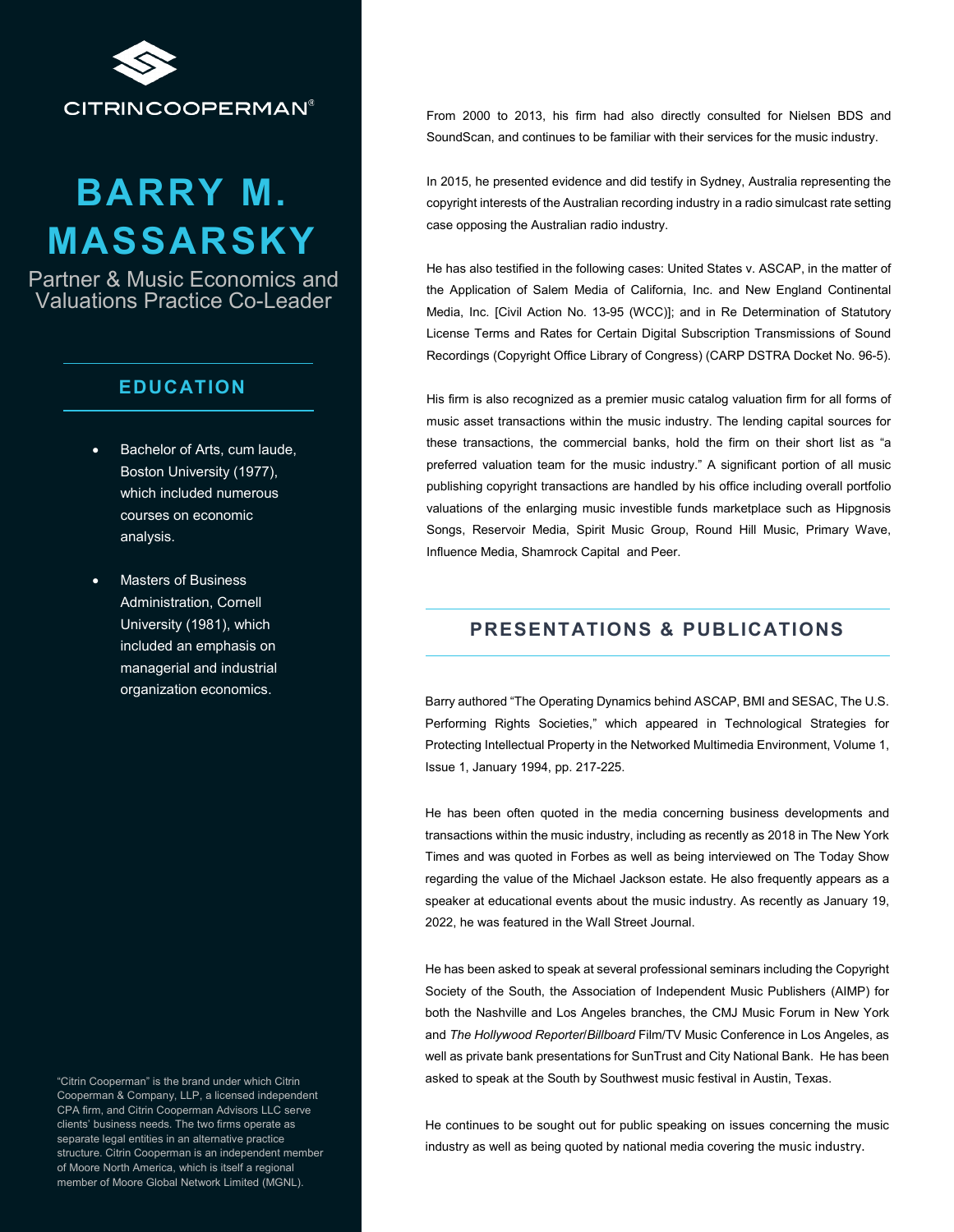CITRINCOOPERMAN®

# BARRY M. MASSARSKY

Partner & Music Economics and Valuations Practice Co-Leader

## EDUCATION

- Bachelor of Arts, cum laude, Boston University (1977), which included numerous courses on economic analysis.
- Masters of Business Administration, Cornell University (1981), which included an emphasis on managerial and industrial organization economics.

"Citrin Cooperman" is the brand under which Citrin Cooperman & Company, LLP, a licensed independent CPA firm, and Citrin Cooperman Advisors LLC serve clients' business needs. The two firms operate as separate legal entities in an alternative practice structure. Citrin Cooperman is an independent member of Moore North America, which is itself a regional member of Moore Global Network Limited (MGNL).

From 2000 to 2013, his firm had also directly consulted for Nielsen BDS and SoundScan, and continues to be familiar with their services for the music industry.

In 2015, he presented evidence and did testify in Sydney, Australia representing the copyright interests of the Australian recording industry in a radio simulcast rate setting case opposing the Australian radio industry.

He has also testified in the following cases: United States v. ASCAP, in the matter of the Application of Salem Media of California, Inc. and New England Continental Media, Inc. [Civil Action No. 13-95 (WCC)]; and in Re Determination of Statutory License Terms and Rates for Certain Digital Subscription Transmissions of Sound Recordings (Copyright Office Library of Congress) (CARP DSTRA Docket No. 96-5).

His firm is also recognized as a premier music catalog valuation firm for all forms of music asset transactions within the music industry. The lending capital sources for these transactions, the commercial banks, hold the firm on their short list as "a preferred valuation team for the music industry." A significant portion of all music publishing copyright transactions are handled by his office including overall portfolio valuations of the enlarging music investible funds marketplace such as Hipgnosis Songs, Reservoir Media, Spirit Music Group, Round Hill Music, Primary Wave, Influence Media, Shamrock Capital and Peer.

## PRESENTATIONS & PUBLICATIONS

Barry authored "The Operating Dynamics behind ASCAP, BMI and SESAC, The U.S. Performing Rights Societies," which appeared in Technological Strategies for Protecting Intellectual Property in the Networked Multimedia Environment, Volume 1, Issue 1, January 1994, pp. 217-225.

He has been often quoted in the media concerning business developments and transactions within the music industry, including as recently as 2018 in The New York Times and was quoted in Forbes as well as being interviewed on The Today Show regarding the value of the Michael Jackson estate. He also frequently appears as a speaker at educational events about the music industry. As recently as January 19, 2022, he was featured in the Wall Street Journal.

He has been asked to speak at several professional seminars including the Copyright Society of the South, the Association of Independent Music Publishers (AIMP) for both the Nashville and Los Angeles branches, the CMJ Music Forum in New York and *The Hollywood Reporter*/*Billboard* Film/TV Music Conference in Los Angeles, as well as private bank presentations for SunTrust and City National Bank. He has been asked to speak at the South by Southwest music festival in Austin, Texas.

He continues to be sought out for public speaking on issues concerning the music industry as well as being quoted by national media covering the music industry.